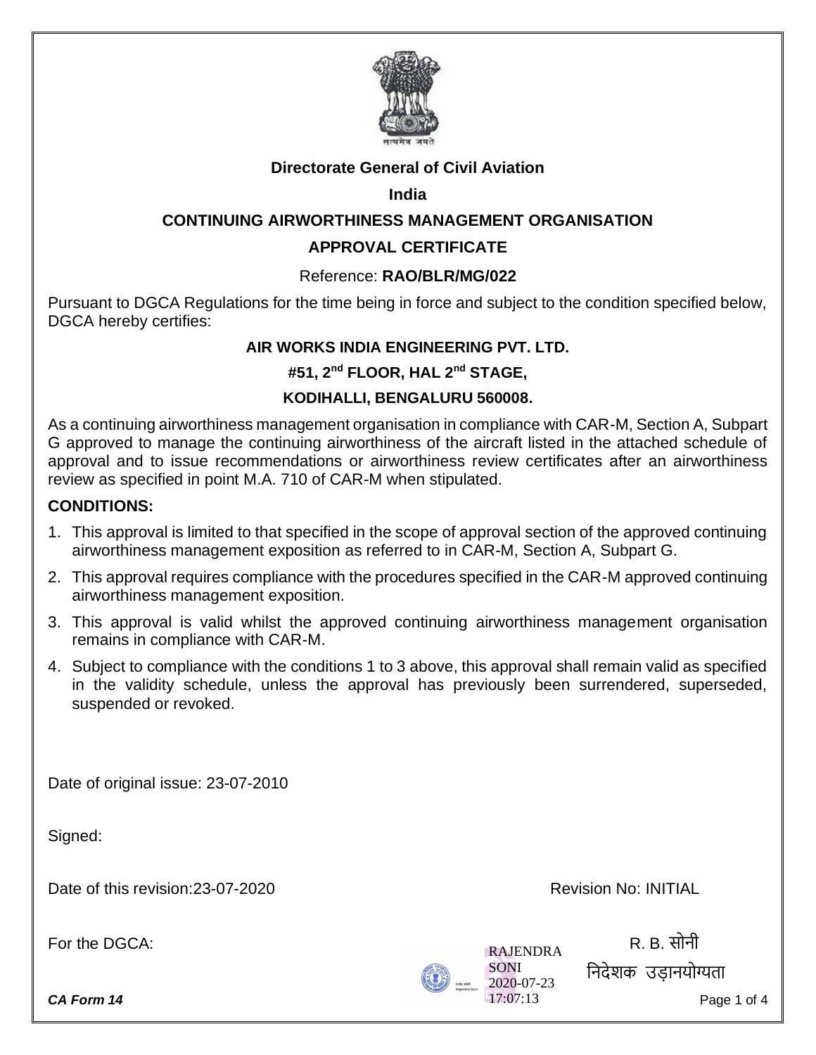**Directorate General of Civil Aviation**

**India**

**CONTINUING AIRWORTHINESS MANAGEMENT ORGANISATION**

**APPROVAL CERTIFICATE**

Reference: **RAO/BLR/MG/022**

Pursuant to DGCA Regulations for the time being in force and subject to the condition specified below, DGCA hereby certifies:

**AIR WORKS INDIA ENGINEERING PVT. LTD.**

**#51, 2nd FLOOR, HAL 2nd STAGE,**

**KODIHALLI, BENGALURU 560008.**

As a continuing airworthiness management organisation in compliance with CAR-M, Section A, Subpart G approved to manage the continuing airworthiness of the aircraft listed in the attached schedule of approval and to issue recommendations or airworthiness review certificates after an airworthiness review as specified in point M.A. 710 of CAR-M when stipulated.

**CONDITIONS:**

1. This approval is limited to that specified in the scope of approval section of the approved continuing airworthiness management exposition as referred to in CAR-M, Section A, Subpart G.
2. This approval requires compliance with the procedures specified in the CAR-M approved continuing airworthiness management exposition.
3. This approval is valid whilst the approved continuing airworthiness management organisation remains in compliance with CAR-M.
4. Subject to compliance with the conditions 1 to 3 above, this approval shall remain valid as specified in the validity schedule, unless the approval has previously been surrendered, superseded, suspended or revoked.

Date of original issue: 23-07-2010

Signed:

Date of this revision:23-07-2020

Revision No: INITIAL

For the DGCA:

RAJENDRA SONI 2020-07-23 17:07:13

R. B. सोनी

निदेशक उड़ानयोग्यता

*CA Form 14*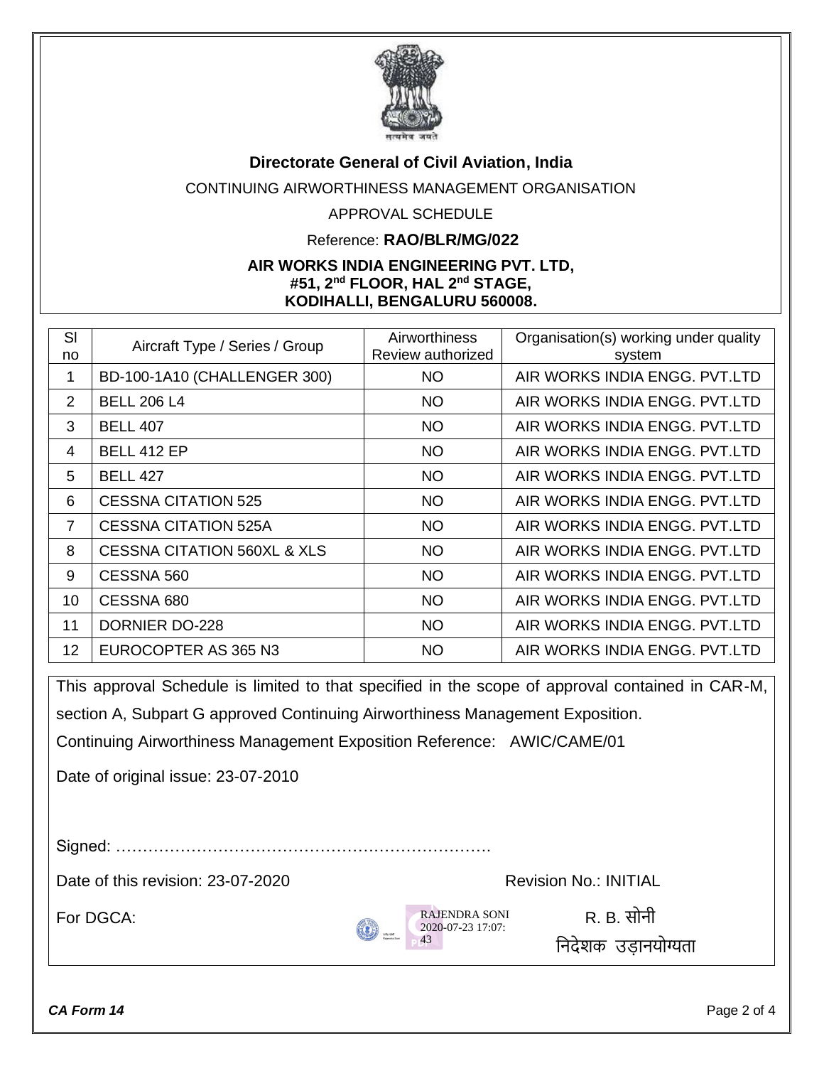**Directorate General of Civil Aviation, India**

CONTINUING AIRWORTHINESS MANAGEMENT ORGANISATION

APPROVAL SCHEDULE

Reference: **RAO/BLR/MG/022**

**AIR WORKS INDIA ENGINEERING PVT. LTD,**
**#51, 2nd FLOOR, HAL 2nd STAGE,**
**KODIHALLI, BENGALURU 560008.**

| Sl no | Aircraft Type / Series / Group | Airworthiness Review authorized | Organisation(s) working under quality system |
|---|---|---|---|
| 1 | BD-100-1A10 (CHALLENGER 300) | NO | AIR WORKS INDIA ENGG. PVT.LTD |
| 2 | BELL 206 L4 | NO | AIR WORKS INDIA ENGG. PVT.LTD |
| 3 | BELL 407 | NO | AIR WORKS INDIA ENGG. PVT.LTD |
| 4 | BELL 412 EP | NO | AIR WORKS INDIA ENGG. PVT.LTD |
| 5 | BELL 427 | NO | AIR WORKS INDIA ENGG. PVT.LTD |
| 6 | CESSNA CITATION 525 | NO | AIR WORKS INDIA ENGG. PVT.LTD |
| 7 | CESSNA CITATION 525A | NO | AIR WORKS INDIA ENGG. PVT.LTD |
| 8 | CESSNA CITATION 560XL & XLS | NO | AIR WORKS INDIA ENGG. PVT.LTD |
| 9 | CESSNA 560 | NO | AIR WORKS INDIA ENGG. PVT.LTD |
| 10 | CESSNA 680 | NO | AIR WORKS INDIA ENGG. PVT.LTD |
| 11 | DORNIER DO-228 | NO | AIR WORKS INDIA ENGG. PVT.LTD |
| 12 | EUROCOPTER AS 365 N3 | NO | AIR WORKS INDIA ENGG. PVT.LTD |

This approval Schedule is limited to that specified in the scope of approval contained in CAR-M, section A, Subpart G approved Continuing Airworthiness Management Exposition.

Continuing Airworthiness Management Exposition Reference: AWIC/CAME/01

Date of original issue: 23-07-2010

Signed: ……………………………………………………………

Date of this revision: 23-07-2020 Revision No.: INITIAL

For DGCA: RAJENDRA SONI 2020-07-23 17:07:43

R. B. सोनी

निदेशक उड़ानयोग्यता

***CA Form 14***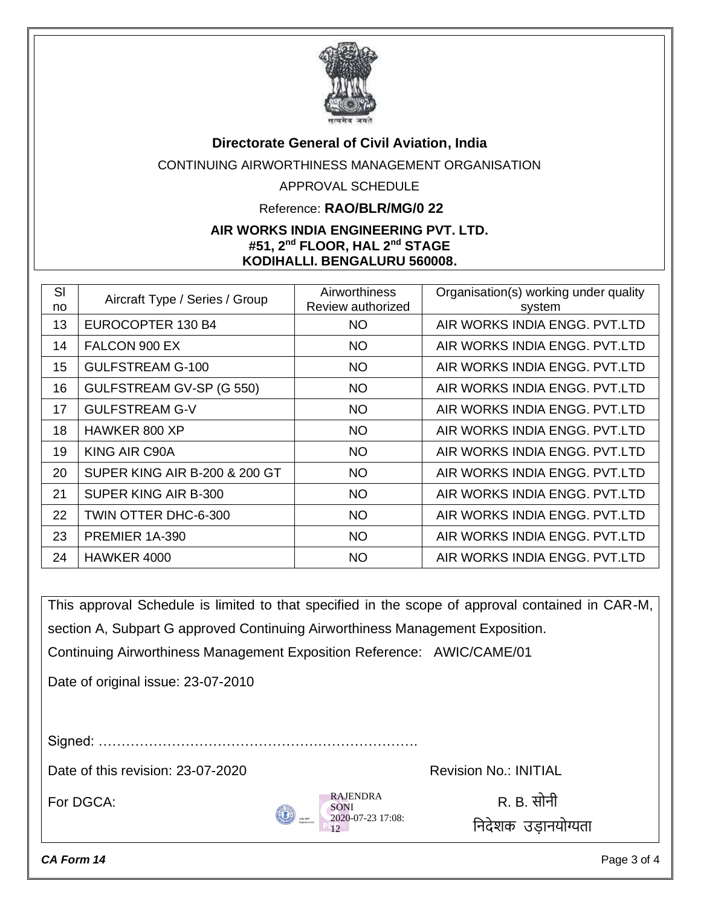**Directorate General of Civil Aviation, India**

CONTINUING AIRWORTHINESS MANAGEMENT ORGANISATION

APPROVAL SCHEDULE

Reference: **RAO/BLR/MG/0 22**

**AIR WORKS INDIA ENGINEERING PVT. LTD.**
**#51, 2nd FLOOR, HAL 2nd STAGE**
**KODIHALLI. BENGALURU 560008.**

| Sl no | Aircraft Type / Series / Group | Airworthiness Review authorized | Organisation(s) working under quality system |
|---|---|---|---|
| 13 | EUROCOPTER 130 B4 | NO | AIR WORKS INDIA ENGG. PVT.LTD |
| 14 | FALCON 900 EX | NO | AIR WORKS INDIA ENGG. PVT.LTD |
| 15 | GULFSTREAM G-100 | NO | AIR WORKS INDIA ENGG. PVT.LTD |
| 16 | GULFSTREAM GV-SP (G 550) | NO | AIR WORKS INDIA ENGG. PVT.LTD |
| 17 | GULFSTREAM G-V | NO | AIR WORKS INDIA ENGG. PVT.LTD |
| 18 | HAWKER 800 XP | NO | AIR WORKS INDIA ENGG. PVT.LTD |
| 19 | KING AIR C90A | NO | AIR WORKS INDIA ENGG. PVT.LTD |
| 20 | SUPER KING AIR B-200 & 200 GT | NO | AIR WORKS INDIA ENGG. PVT.LTD |
| 21 | SUPER KING AIR B-300 | NO | AIR WORKS INDIA ENGG. PVT.LTD |
| 22 | TWIN OTTER DHC-6-300 | NO | AIR WORKS INDIA ENGG. PVT.LTD |
| 23 | PREMIER 1A-390 | NO | AIR WORKS INDIA ENGG. PVT.LTD |
| 24 | HAWKER 4000 | NO | AIR WORKS INDIA ENGG. PVT.LTD |

This approval Schedule is limited to that specified in the scope of approval contained in CAR-M, section A, Subpart G approved Continuing Airworthiness Management Exposition.

Continuing Airworthiness Management Exposition Reference: AWIC/CAME/01

Date of original issue: 23-07-2010

Signed: ……………………………………………………………

Date of this revision: 23-07-2020 Revision No.: INITIAL

For DGCA:

RAJENDRA SONI
2020-07-23 17:08:12

R. B. सोनी
निदेशक उड़ानयोग्यता

*CA Form 14*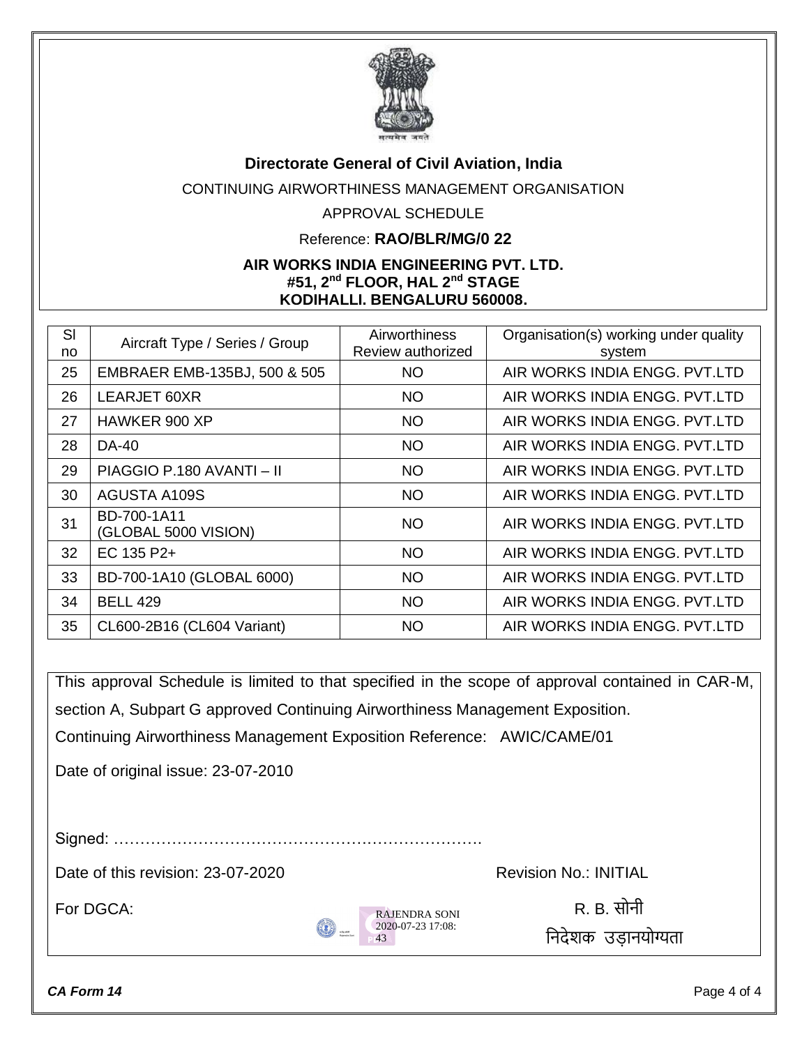**Directorate General of Civil Aviation, India**

CONTINUING AIRWORTHINESS MANAGEMENT ORGANISATION

APPROVAL SCHEDULE

Reference: **RAO/BLR/MG/0 22**

**AIR WORKS INDIA ENGINEERING PVT. LTD.**
**#51, 2nd FLOOR, HAL 2nd STAGE**
**KODIHALLI. BENGALURU 560008.**

| Sl no | Aircraft Type / Series / Group | Airworthiness Review authorized | Organisation(s) working under quality system |
|---|---|---|---|
| 25 | EMBRAER EMB-135BJ, 500 & 505 | NO | AIR WORKS INDIA ENGG. PVT.LTD |
| 26 | LEARJET 60XR | NO | AIR WORKS INDIA ENGG. PVT.LTD |
| 27 | HAWKER 900 XP | NO | AIR WORKS INDIA ENGG. PVT.LTD |
| 28 | DA-40 | NO | AIR WORKS INDIA ENGG. PVT.LTD |
| 29 | PIAGGIO P.180 AVANTI – II | NO | AIR WORKS INDIA ENGG. PVT.LTD |
| 30 | AGUSTA A109S | NO | AIR WORKS INDIA ENGG. PVT.LTD |
| 31 | BD-700-1A11 (GLOBAL 5000 VISION) | NO | AIR WORKS INDIA ENGG. PVT.LTD |
| 32 | EC 135 P2+ | NO | AIR WORKS INDIA ENGG. PVT.LTD |
| 33 | BD-700-1A10 (GLOBAL 6000) | NO | AIR WORKS INDIA ENGG. PVT.LTD |
| 34 | BELL 429 | NO | AIR WORKS INDIA ENGG. PVT.LTD |
| 35 | CL600-2B16 (CL604 Variant) | NO | AIR WORKS INDIA ENGG. PVT.LTD |

This approval Schedule is limited to that specified in the scope of approval contained in CAR-M, section A, Subpart G approved Continuing Airworthiness Management Exposition.

Continuing Airworthiness Management Exposition Reference: AWIC/CAME/01

Date of original issue: 23-07-2010

Signed: ……………………………………………………………

Date of this revision: 23-07-2020

Revision No.: INITIAL

For DGCA:

RAJENDRA SONI
2020-07-23 17:08:43

R. B. सोनी
निदेशक उड़ानयोग्यता

*CA Form 14*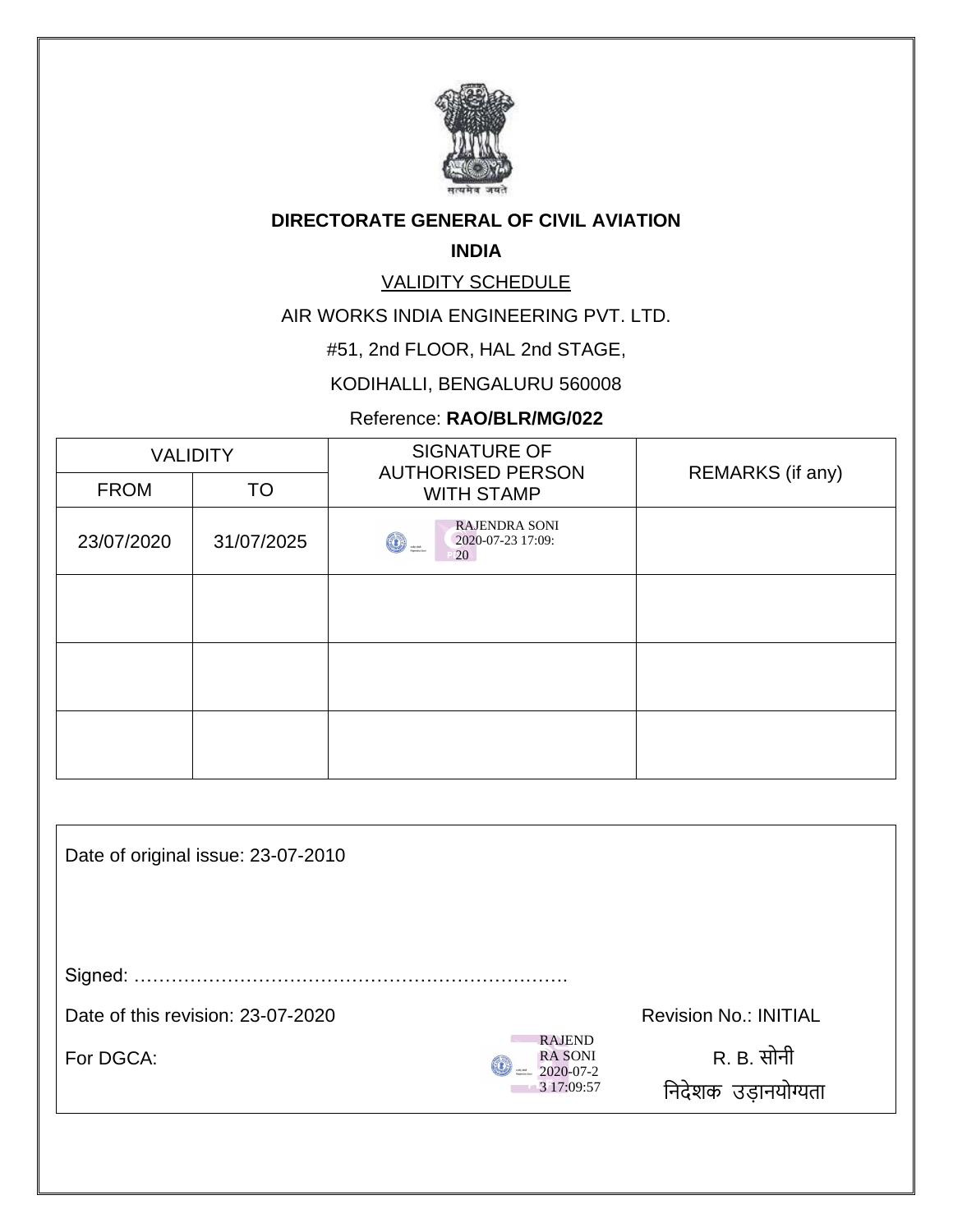**DIRECTORATE GENERAL OF CIVIL AVIATION**

**INDIA**

VALIDITY SCHEDULE

AIR WORKS INDIA ENGINEERING PVT. LTD.

#51, 2nd FLOOR, HAL 2nd STAGE,

KODIHALLI, BENGALURU 560008

Reference: **RAO/BLR/MG/022**

| VALIDITY | | SIGNATURE OF AUTHORISED PERSON WITH STAMP | REMARKS (if any) |
|---|---|---|---|
| FROM | TO | | |
| 23/07/2020 | 31/07/2025 | RAJENDRA SONI 2020-07-23 17:09:20 | |
| | | | |
| | | | |
| | | | |

Date of original issue: 23-07-2010

Signed: …………………………………………………………….

Date of this revision: 23-07-2020 Revision No.: INITIAL

For DGCA: RAJENDRA SONI 2020-07-23 17:09:57

R. B. सोनी

निदेशक उड़ानयोग्यता